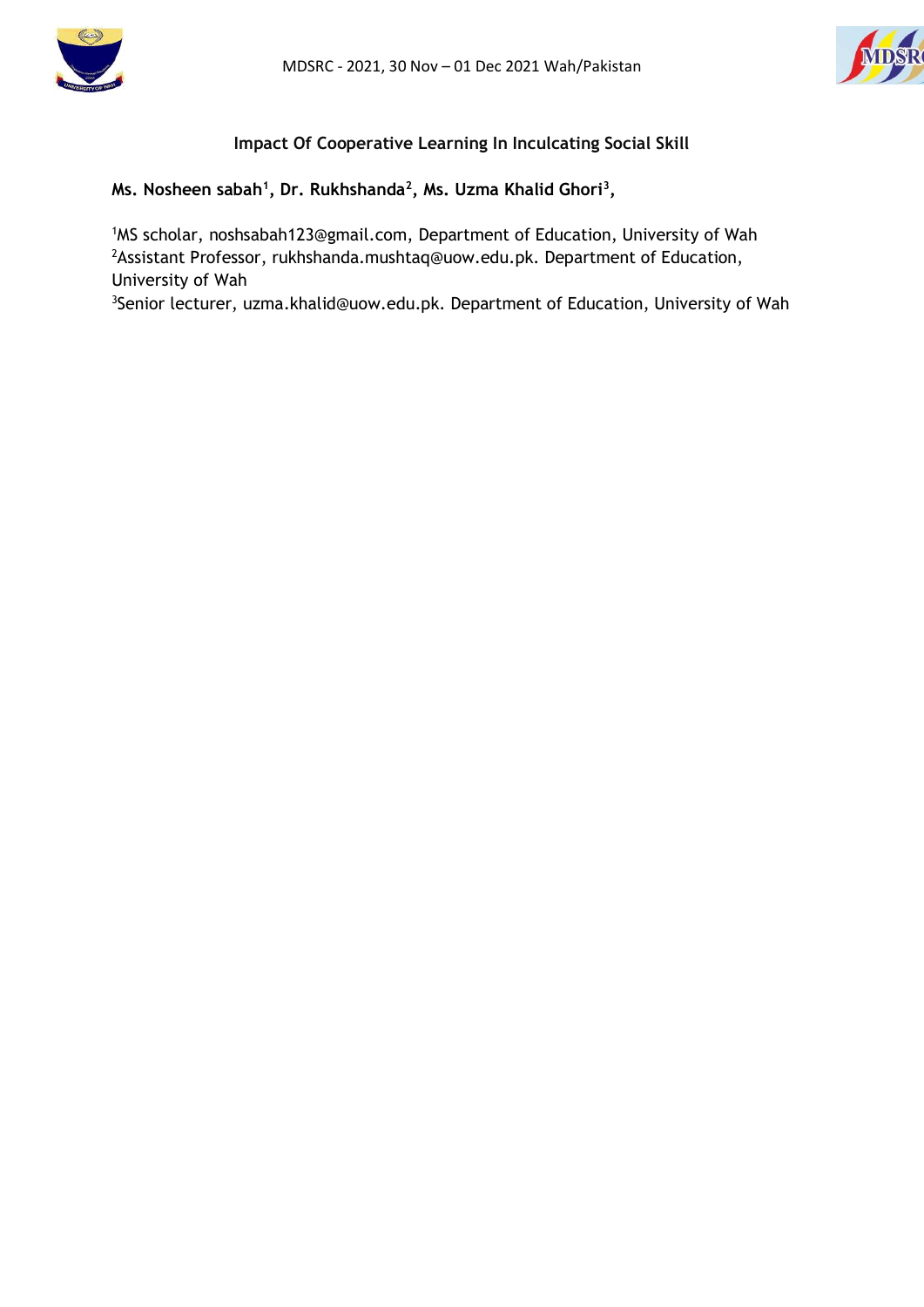# Impact Of Cooperative Learning In Inculcating Social Skill

**Ms. Nosheen sabah[1], Dr. Rukhshanda[2], Ms. Uzma Khalid Ghori[3],**

[1]MS scholar, noshsabah123@gmail.com, Department of Education, University of Wah
[2]Assistant Professor, rukhshanda.mushtaq@uow.edu.pk. Department of Education, University of Wah
[3]Senior lecturer, uzma.khalid@uow.edu.pk. Department of Education, University of Wah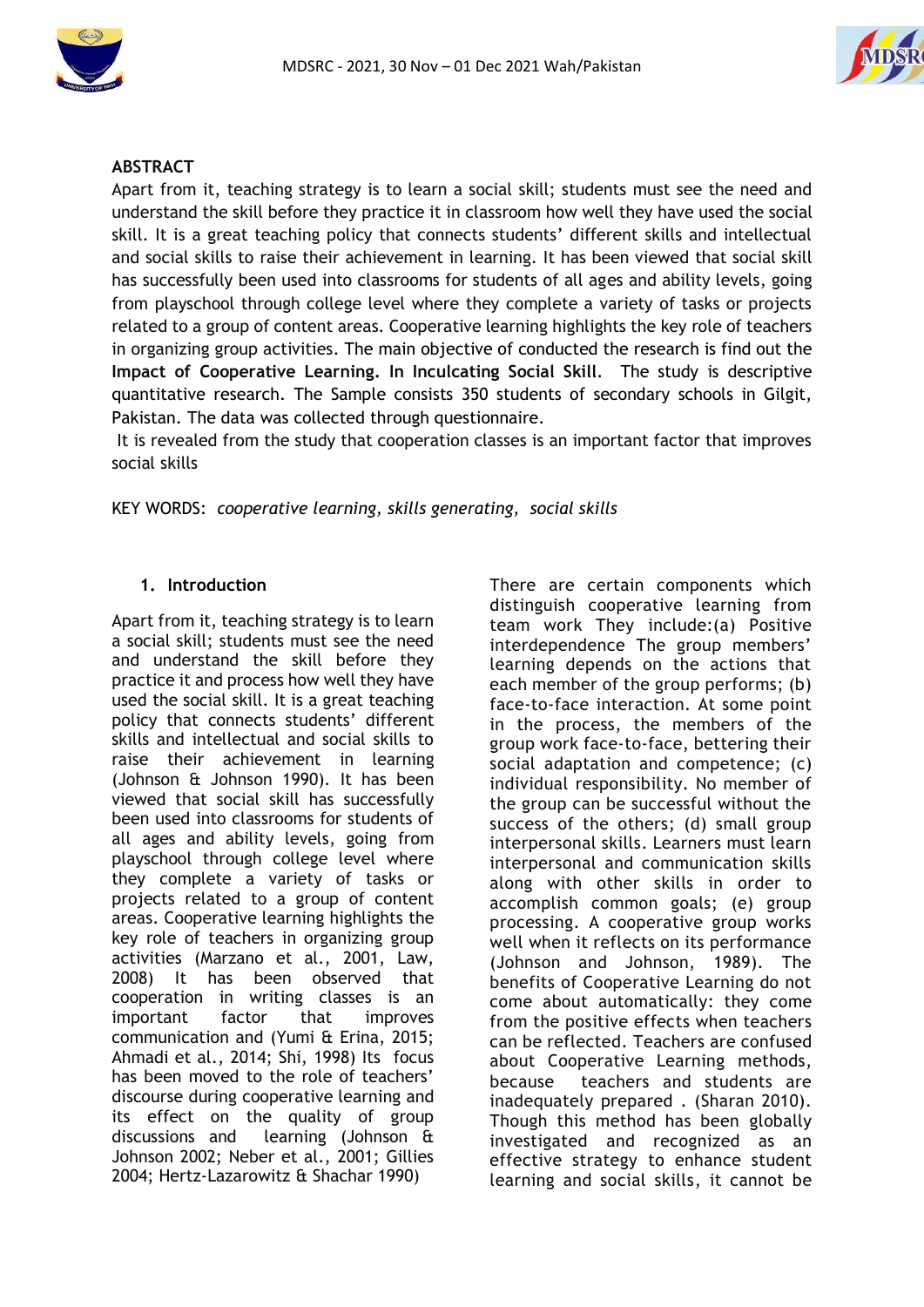## ABSTRACT

Apart from it, teaching strategy is to learn a social skill; students must see the need and understand the skill before they practice it in classroom how well they have used the social skill. It is a great teaching policy that connects students' different skills and intellectual and social skills to raise their achievement in learning. It has been viewed that social skill has successfully been used into classrooms for students of all ages and ability levels, going from playschool through college level where they complete a variety of tasks or projects related to a group of content areas. Cooperative learning highlights the key role of teachers in organizing group activities. The main objective of conducted the research is find out the **Impact of Cooperative Learning. In Inculcating Social Skill**. The study is descriptive quantitative research. The Sample consists 350 students of secondary schools in Gilgit, Pakistan. The data was collected through questionnaire.

It is revealed from the study that cooperation classes is an important factor that improves social skills

KEY WORDS: *cooperative learning, skills generating, social skills*

## 1. Introduction

Apart from it, teaching strategy is to learn a social skill; students must see the need and understand the skill before they practice it and process how well they have used the social skill. It is a great teaching policy that connects students' different skills and intellectual and social skills to raise their achievement in learning (Johnson & Johnson 1990). It has been viewed that social skill has successfully been used into classrooms for students of all ages and ability levels, going from playschool through college level where they complete a variety of tasks or projects related to a group of content areas. Cooperative learning highlights the key role of teachers in organizing group activities (Marzano et al., 2001, Law, 2008) It has been observed that cooperation in writing classes is an important factor that improves communication and (Yumi & Erina, 2015; Ahmadi et al., 2014; Shi, 1998) Its focus has been moved to the role of teachers' discourse during cooperative learning and its effect on the quality of group discussions and learning (Johnson & Johnson 2002; Neber et al., 2001; Gillies 2004; Hertz-Lazarowitz & Shachar 1990)

There are certain components which distinguish cooperative learning from team work They include:(a) Positive interdependence The group members' learning depends on the actions that each member of the group performs; (b) face-to-face interaction. At some point in the process, the members of the group work face-to-face, bettering their social adaptation and competence; (c) individual responsibility. No member of the group can be successful without the success of the others; (d) small group interpersonal skills. Learners must learn interpersonal and communication skills along with other skills in order to accomplish common goals; (e) group processing. A cooperative group works well when it reflects on its performance (Johnson and Johnson, 1989). The benefits of Cooperative Learning do not come about automatically: they come from the positive effects when teachers can be reflected. Teachers are confused about Cooperative Learning methods, because teachers and students are inadequately prepared . (Sharan 2010). Though this method has been globally investigated and recognized as an effective strategy to enhance student learning and social skills, it cannot be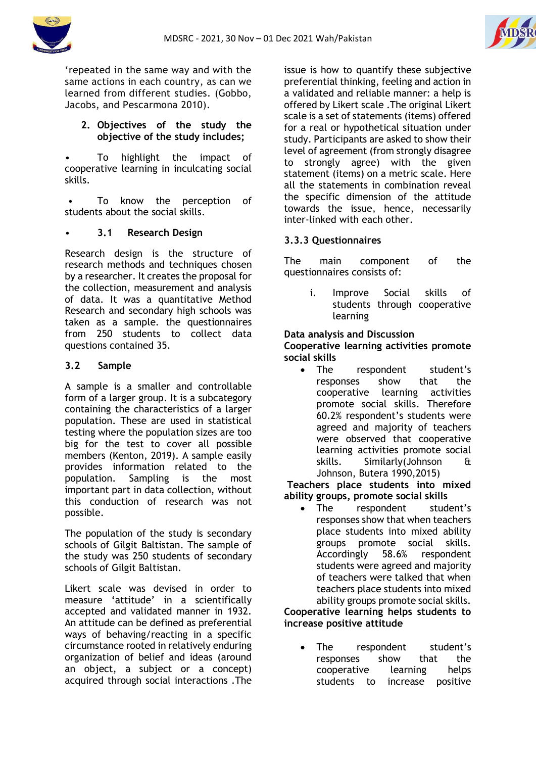'repeated in the same way and with the same actions in each country, as can we learned from different studies. (Gobbo, Jacobs, and Pescarmona 2010).

2. **Objectives of the study the objective of the study includes;**

- To highlight the impact of cooperative learning in inculcating social skills.
- To know the perception of students about the social skills.

- **3.1 Research Design**

Research design is the structure of research methods and techniques chosen by a researcher. It creates the proposal for the collection, measurement and analysis of data. It was a quantitative Method Research and secondary high schools was taken as a sample. the questionnaires from 250 students to collect data questions contained 35.

### 3.2 Sample

A sample is a smaller and controllable form of a larger group. It is a subcategory containing the characteristics of a larger population. These are used in statistical testing where the population sizes are too big for the test to cover all possible members (Kenton, 2019). A sample easily provides information related to the population. Sampling is the most important part in data collection, without this conduction of research was not possible.

The population of the study is secondary schools of Gilgit Baltistan. The sample of the study was 250 students of secondary schools of Gilgit Baltistan.

Likert scale was devised in order to measure 'attitude' in a scientifically accepted and validated manner in 1932. An attitude can be defined as preferential ways of behaving/reacting in a specific circumstance rooted in relatively enduring organization of belief and ideas (around an object, a subject or a concept) acquired through social interactions .The issue is how to quantify these subjective preferential thinking, feeling and action in a validated and reliable manner: a help is offered by Likert scale .The original Likert scale is a set of statements (items) offered for a real or hypothetical situation under study. Participants are asked to show their level of agreement (from strongly disagree to strongly agree) with the given statement (items) on a metric scale. Here all the statements in combination reveal the specific dimension of the attitude towards the issue, hence, necessarily inter-linked with each other.

### 3.3.3 Questionnaires

The main component of the questionnaires consists of:

i. Improve Social skills of students through cooperative learning

**Data analysis and Discussion**

**Cooperative learning activities promote social skills**

- The respondent student's responses show that the cooperative learning activities promote social skills. Therefore 60.2% respondent's students were agreed and majority of teachers were observed that cooperative learning activities promote social skills. Similarly(Johnson & Johnson, Butera 1990,2015)

**Teachers place students into mixed ability groups, promote social skills**

- The respondent student's responses show that when teachers place students into mixed ability groups promote social skills. Accordingly 58.6% respondent students were agreed and majority of teachers were talked that when teachers place students into mixed ability groups promote social skills.

**Cooperative learning helps students to increase positive attitude**

- The respondent student's responses show that the cooperative learning helps students to increase positive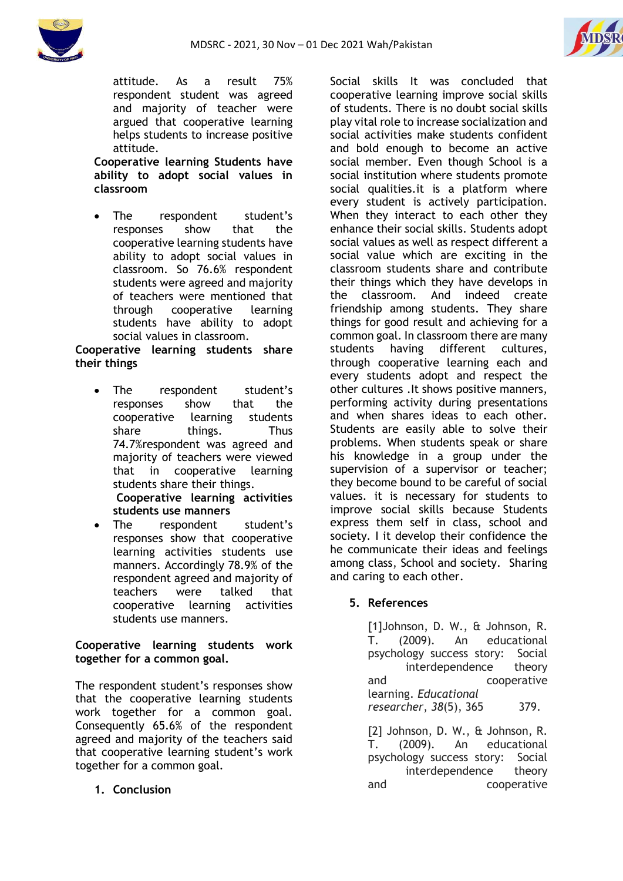attitude. As a result 75% respondent student was agreed and majority of teacher were argued that cooperative learning helps students to increase positive attitude.

**Cooperative learning Students have ability to adopt social values in classroom**

- The respondent student's responses show that the cooperative learning students have ability to adopt social values in classroom. So 76.6% respondent students were agreed and majority of teachers were mentioned that through cooperative learning students have ability to adopt social values in classroom.

**Cooperative learning students share their things**

- The respondent student's responses show that the cooperative learning students share things. Thus 74.7%respondent was agreed and majority of teachers were viewed that in cooperative learning students share their things.

**Cooperative learning activities students use manners**

- The respondent student's responses show that cooperative learning activities students use manners. Accordingly 78.9% of the respondent agreed and majority of teachers were talked that cooperative learning activities students use manners.

**Cooperative learning students work together for a common goal.**

The respondent student's responses show that the cooperative learning students work together for a common goal. Consequently 65.6% of the respondent agreed and majority of the teachers said that cooperative learning student's work together for a common goal.

## 1. Conclusion

Social skills It was concluded that cooperative learning improve social skills of students. There is no doubt social skills play vital role to increase socialization and social activities make students confident and bold enough to become an active social member. Even though School is a social institution where students promote social qualities.it is a platform where every student is actively participation. When they interact to each other they enhance their social skills. Students adopt social values as well as respect different a social value which are exciting in the classroom students share and contribute their things which they have develops in the classroom. And indeed create friendship among students. They share things for good result and achieving for a common goal. In classroom there are many students having different cultures, through cooperative learning each and every students adopt and respect the other cultures .It shows positive manners, performing activity during presentations and when shares ideas to each other. Students are easily able to solve their problems. When students speak or share his knowledge in a group under the supervision of a supervisor or teacher; they become bound to be careful of social values. it is necessary for students to improve social skills because Students express them self in class, school and society. I it develop their confidence the he communicate their ideas and feelings among class, School and society. Sharing and caring to each other.

## 5. References

[1]Johnson, D. W., & Johnson, R. T. (2009). An educational psychology success story: Social interdependence theory and cooperative learning. *Educational researcher*, *38*(5), 365 379.

[2] Johnson, D. W., & Johnson, R. T. (2009). An educational psychology success story: Social interdependence theory and cooperative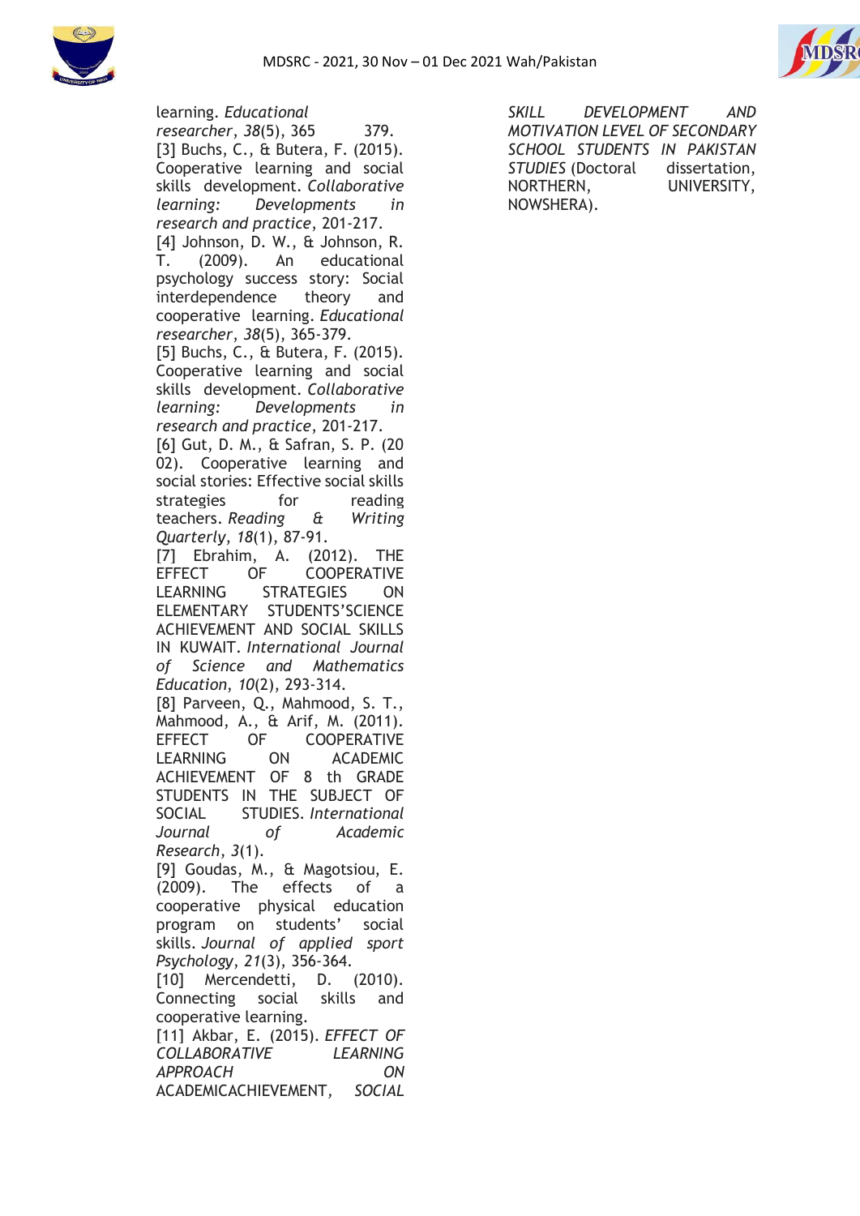learning. *Educational researcher*, *38*(5), 365 379.

[3] Buchs, C., & Butera, F. (2015). Cooperative learning and social skills development. *Collaborative learning: Developments in research and practice*, 201-217.

[4] Johnson, D. W., & Johnson, R. T. (2009). An educational psychology success story: Social interdependence theory and cooperative learning. *Educational researcher*, *38*(5), 365-379.

[5] Buchs, C., & Butera, F. (2015). Cooperative learning and social skills development. *Collaborative learning: Developments in research and practice*, 201-217.

[6] Gut, D. M., & Safran, S. P. (20 02). Cooperative learning and social stories: Effective social skills strategies for reading teachers. *Reading & Writing Quarterly*, *18*(1), 87-91.

[7] Ebrahim, A. (2012). THE EFFECT OF COOPERATIVE LEARNING STRATEGIES ON ELEMENTARY STUDENTS'SCIENCE ACHIEVEMENT AND SOCIAL SKILLS IN KUWAIT. *International Journal of Science and Mathematics Education*, *10*(2), 293-314.

[8] Parveen, Q., Mahmood, S. T., Mahmood, A., & Arif, M. (2011). EFFECT OF COOPERATIVE LEARNING ON ACADEMIC ACHIEVEMENT OF 8 th GRADE STUDENTS IN THE SUBJECT OF SOCIAL STUDIES. *International Journal of Academic Research*, *3*(1).

[9] Goudas, M., & Magotsiou, E. (2009). The effects of a cooperative physical education program on students' social skills. *Journal of applied sport Psychology*, *21*(3), 356-364.

[10] Mercendetti, D. (2010). Connecting social skills and cooperative learning.

[11] Akbar, E. (2015). *EFFECT OF COLLABORATIVE LEARNING APPROACH ON ACADEMICACHIEVEMENT, SOCIAL SKILL DEVELOPMENT AND MOTIVATION LEVEL OF SECONDARY SCHOOL STUDENTS IN PAKISTAN STUDIES* (Doctoral dissertation, NORTHERN, UNIVERSITY, NOWSHERA).